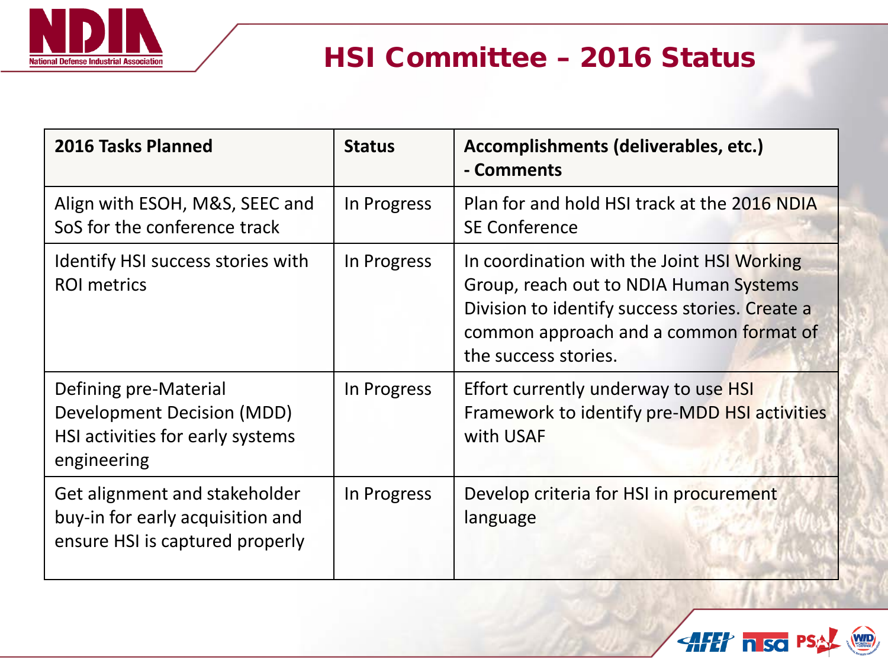# HSI Committee – 2016 Status

| 2016 Tasks Planned | Status | Accomplishments (deliverables, etc.) - Comments |
|---|---|---|
| Align with ESOH, M&S, SEEC and SoS for the conference track | In Progress | Plan for and hold HSI track at the 2016 NDIA SE Conference |
| Identify HSI success stories with ROI metrics | In Progress | In coordination with the Joint HSI Working Group, reach out to NDIA Human Systems Division to identify success stories. Create a common approach and a common format of the success stories. |
| Defining pre-Material Development Decision (MDD) HSI activities for early systems engineering | In Progress | Effort currently underway to use HSI Framework to identify pre-MDD HSI activities with USAF |
| Get alignment and stakeholder buy-in for early acquisition and ensure HSI is captured properly | In Progress | Develop criteria for HSI in procurement language |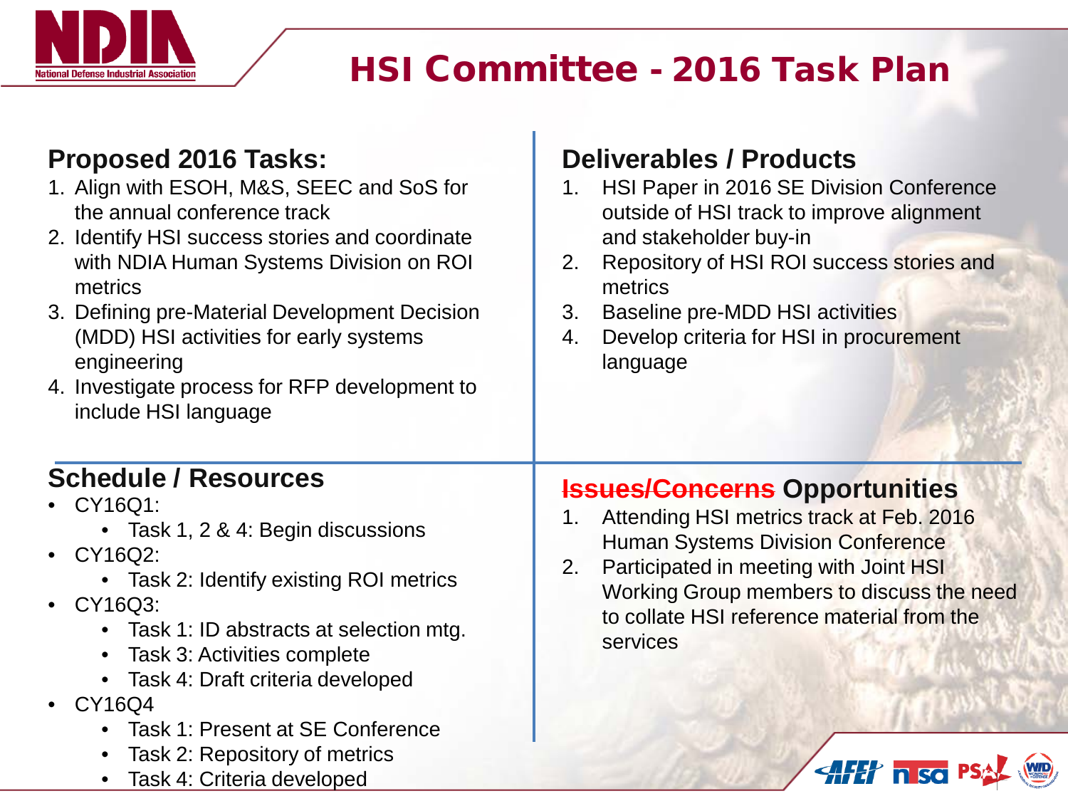# HSI Committee - 2016 Task Plan

## Proposed 2016 Tasks:

1. Align with ESOH, M&S, SEEC and SoS for the annual conference track
2. Identify HSI success stories and coordinate with NDIA Human Systems Division on ROI metrics
3. Defining pre-Material Development Decision (MDD) HSI activities for early systems engineering
4. Investigate process for RFP development to include HSI language

## Deliverables / Products

1. HSI Paper in 2016 SE Division Conference outside of HSI track to improve alignment and stakeholder buy-in
2. Repository of HSI ROI success stories and metrics
3. Baseline pre-MDD HSI activities
4. Develop criteria for HSI in procurement language

## Schedule / Resources

- CY16Q1:
  - Task 1, 2 & 4: Begin discussions
- CY16Q2:
  - Task 2: Identify existing ROI metrics
- CY16Q3:
  - Task 1: ID abstracts at selection mtg.
  - Task 3: Activities complete
  - Task 4: Draft criteria developed
- CY16Q4
  - Task 1: Present at SE Conference
  - Task 2: Repository of metrics
  - Task 4: Criteria developed

## ~~Issues/Concerns~~ Opportunities

1. Attending HSI metrics track at Feb. 2016 Human Systems Division Conference
2. Participated in meeting with Joint HSI Working Group members to discuss the need to collate HSI reference material from the services